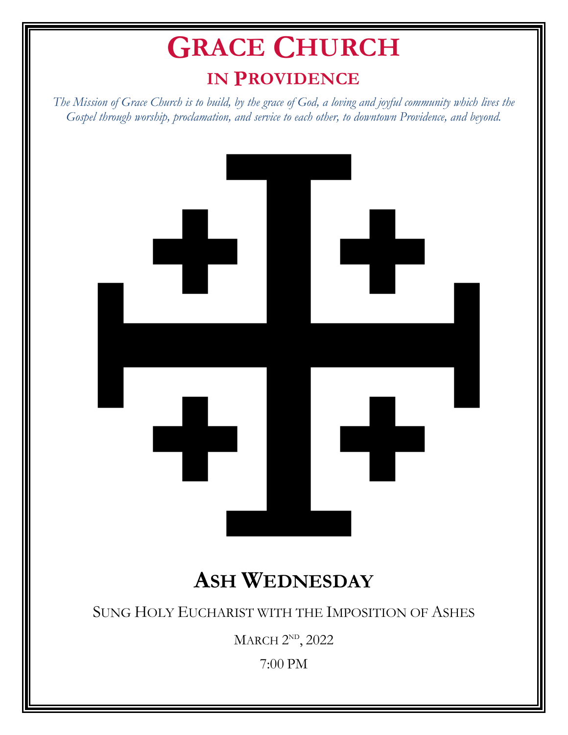# GRACE CHURCH

## IN PROVIDENCE

*The Mission of Grace Church is to build, by the grace of God, a loving and joyful community which lives the Gospel through worship, proclamation, and service to each other, to downtown Providence, and beyond.*

# ASH WEDNESDAY

SUNG HOLY EUCHARIST WITH THE IMPOSITION OF ASHES

MARCH 2[ND], 2022

7:00 PM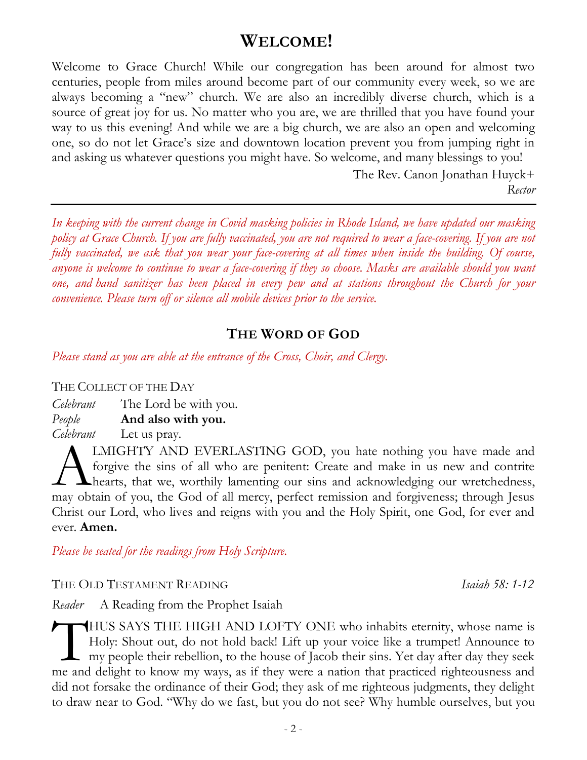# WELCOME!

Welcome to Grace Church! While our congregation has been around for almost two centuries, people from miles around become part of our community every week, so we are always becoming a "new" church. We are also an incredibly diverse church, which is a source of great joy for us. No matter who you are, we are thrilled that you have found your way to us this evening! And while we are a big church, we are also an open and welcoming one, so do not let Grace's size and downtown location prevent you from jumping right in and asking us whatever questions you might have. So welcome, and many blessings to you!

The Rev. Canon Jonathan Huyck+
*Rector*

---

*In keeping with the current change in Covid masking policies in Rhode Island, we have updated our masking policy at Grace Church. If you are fully vaccinated, you are not required to wear a face-covering. If you are not fully vaccinated, we ask that you wear your face-covering at all times when inside the building. Of course, anyone is welcome to continue to wear a face-covering if they so choose. Masks are available should you want one, and hand sanitizer has been placed in every pew and at stations throughout the Church for your convenience. Please turn off or silence all mobile devices prior to the service.*

## THE WORD OF GOD

*Please stand as you are able at the entrance of the Cross, Choir, and Clergy.*

THE COLLECT OF THE DAY

*Celebrant* The Lord be with you.
*People* **And also with you.**
*Celebrant* Let us pray.

ALMIGHTY AND EVERLASTING GOD, you hate nothing you have made and forgive the sins of all who are penitent: Create and make in us new and contrite hearts, that we, worthily lamenting our sins and acknowledging our wretchedness, may obtain of you, the God of all mercy, perfect remission and forgiveness; through Jesus Christ our Lord, who lives and reigns with you and the Holy Spirit, one God, for ever and ever. **Amen.**

*Please be seated for the readings from Holy Scripture.*

THE OLD TESTAMENT READING *Isaiah 58: 1-12*

*Reader* A Reading from the Prophet Isaiah

THUS SAYS THE HIGH AND LOFTY ONE who inhabits eternity, whose name is Holy: Shout out, do not hold back! Lift up your voice like a trumpet! Announce to my people their rebellion, to the house of Jacob their sins. Yet day after day they seek me and delight to know my ways, as if they were a nation that practiced righteousness and did not forsake the ordinance of their God; they ask of me righteous judgments, they delight to draw near to God. "Why do we fast, but you do not see? Why humble ourselves, but you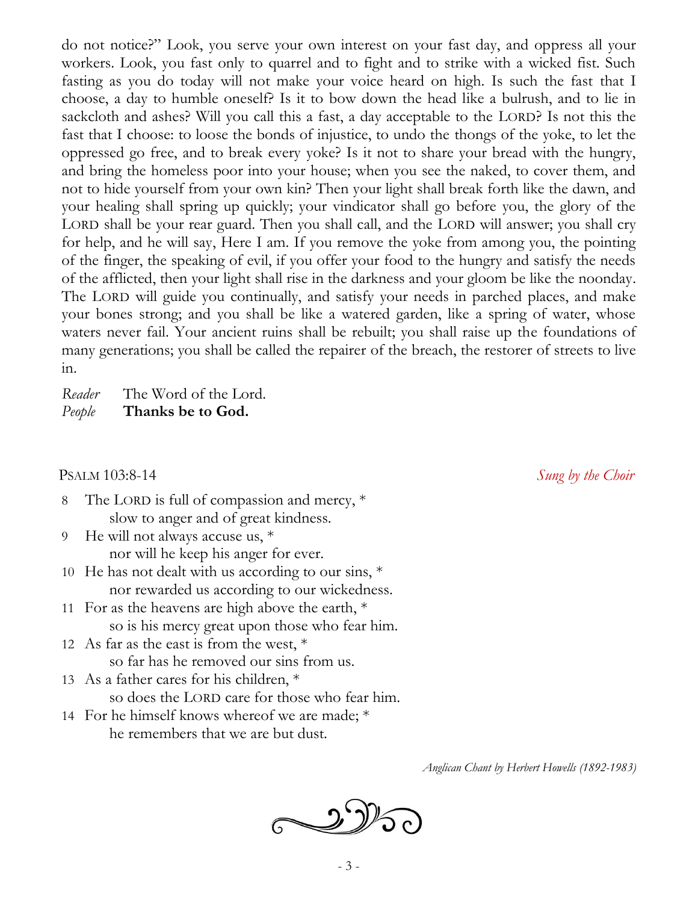do not notice?" Look, you serve your own interest on your fast day, and oppress all your workers. Look, you fast only to quarrel and to fight and to strike with a wicked fist. Such fasting as you do today will not make your voice heard on high. Is such the fast that I choose, a day to humble oneself? Is it to bow down the head like a bulrush, and to lie in sackcloth and ashes? Will you call this a fast, a day acceptable to the LORD? Is not this the fast that I choose: to loose the bonds of injustice, to undo the thongs of the yoke, to let the oppressed go free, and to break every yoke? Is it not to share your bread with the hungry, and bring the homeless poor into your house; when you see the naked, to cover them, and not to hide yourself from your own kin? Then your light shall break forth like the dawn, and your healing shall spring up quickly; your vindicator shall go before you, the glory of the LORD shall be your rear guard. Then you shall call, and the LORD will answer; you shall cry for help, and he will say, Here I am. If you remove the yoke from among you, the pointing of the finger, the speaking of evil, if you offer your food to the hungry and satisfy the needs of the afflicted, then your light shall rise in the darkness and your gloom be like the noonday. The LORD will guide you continually, and satisfy your needs in parched places, and make your bones strong; and you shall be like a watered garden, like a spring of water, whose waters never fail. Your ancient ruins shall be rebuilt; you shall raise up the foundations of many generations; you shall be called the repairer of the breach, the restorer of streets to live in.

*Reader* The Word of the Lord.
*People* **Thanks be to God.**

PSALM 103:8-14 *Sung by the Choir*

8 The LORD is full of compassion and mercy, *
  slow to anger and of great kindness.
9 He will not always accuse us, *
  nor will he keep his anger for ever.
10 He has not dealt with us according to our sins, *
  nor rewarded us according to our wickedness.
11 For as the heavens are high above the earth, *
  so is his mercy great upon those who fear him.
12 As far as the east is from the west, *
  so far has he removed our sins from us.
13 As a father cares for his children, *
  so does the LORD care for those who fear him.
14 For he himself knows whereof we are made; *
  he remembers that we are but dust.

*Anglican Chant by Herbert Howells (1892-1983)*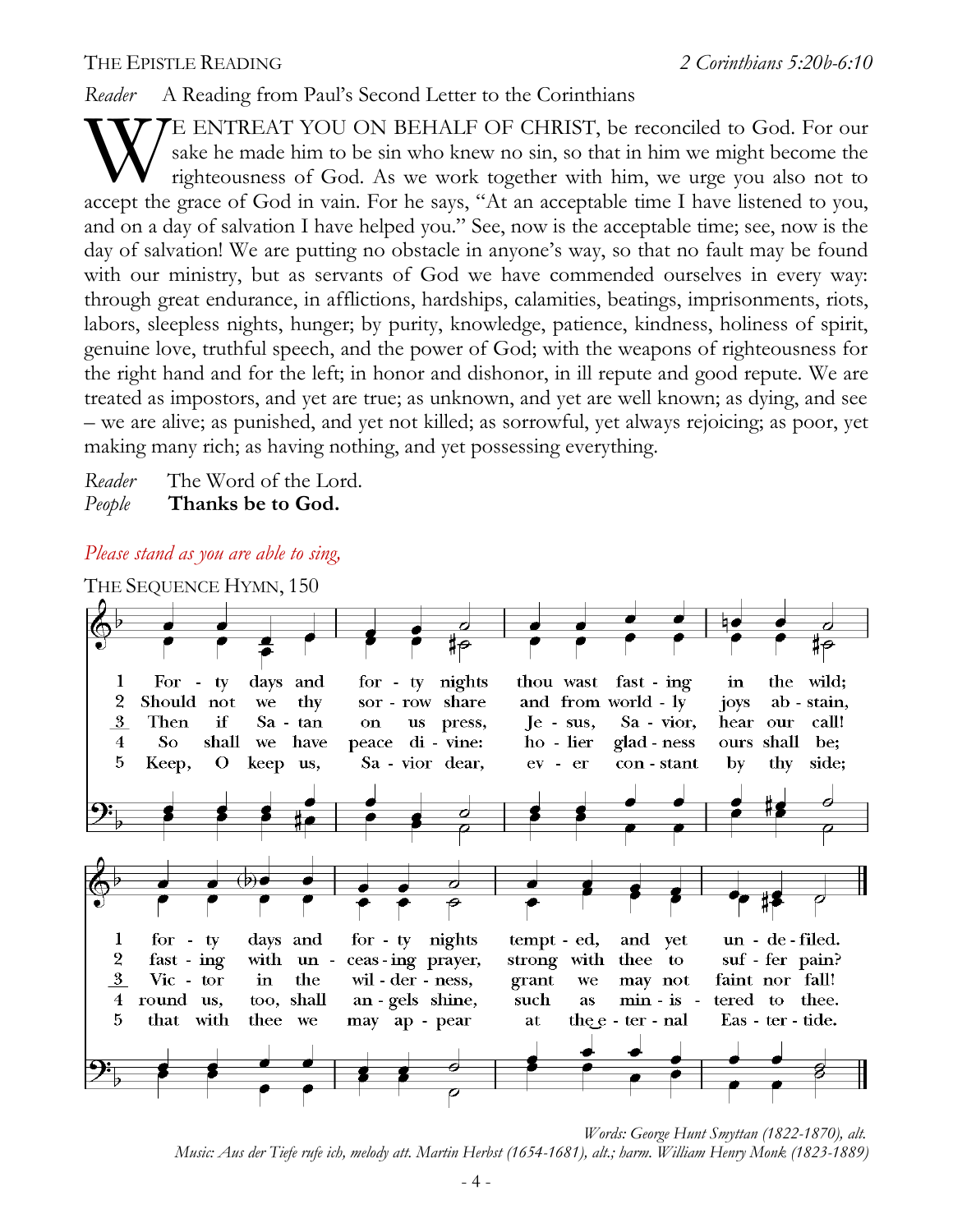THE EPISTLE READING *2 Corinthians 5:20b-6:10*

*Reader* A Reading from Paul's Second Letter to the Corinthians

WE ENTREAT YOU ON BEHALF OF CHRIST, be reconciled to God. For our sake he made him to be sin who knew no sin, so that in him we might become the righteousness of God. As we work together with him, we urge you also not to accept the grace of God in vain. For he says, "At an acceptable time I have listened to you, and on a day of salvation I have helped you." See, now is the acceptable time; see, now is the day of salvation! We are putting no obstacle in anyone's way, so that no fault may be found with our ministry, but as servants of God we have commended ourselves in every way: through great endurance, in afflictions, hardships, calamities, beatings, imprisonments, riots, labors, sleepless nights, hunger; by purity, knowledge, patience, kindness, holiness of spirit, genuine love, truthful speech, and the power of God; with the weapons of righteousness for the right hand and for the left; in honor and dishonor, in ill repute and good repute. We are treated as impostors, and yet are true; as unknown, and yet are well known; as dying, and see – we are alive; as punished, and yet not killed; as sorrowful, yet always rejoicing; as poor, yet making many rich; as having nothing, and yet possessing everything.

*Reader* The Word of the Lord.
*People* **Thanks be to God.**

*Please stand as you are able to sing,*

THE SEQUENCE HYMN, 150

1 Forty days and forty nights thou wast fasting in the wild; forty days and forty nights tempted, and yet undefiled.

2 Should not we thy sorrow share and from worldly joys abstain, fasting with unceasing prayer, strong with thee to suffer pain?

3 Then if Satan on us press, Jesus, Savior, hear our call! Victor in the wilderness, grant we may not faint nor fall!

4 So shall we have peace divine: holier gladness ours shall be; round us, too, shall angels shine, such as ministered to thee.

5 Keep, O keep us, Savior dear, ever constant by thy side; that with thee we may appear at the eternal Eastertide.

*Words: George Hunt Smyttan (1822-1870), alt.*
*Music: Aus der Tiefe rufe ich, melody att. Martin Herbst (1654-1681), alt.; harm. William Henry Monk (1823-1889)*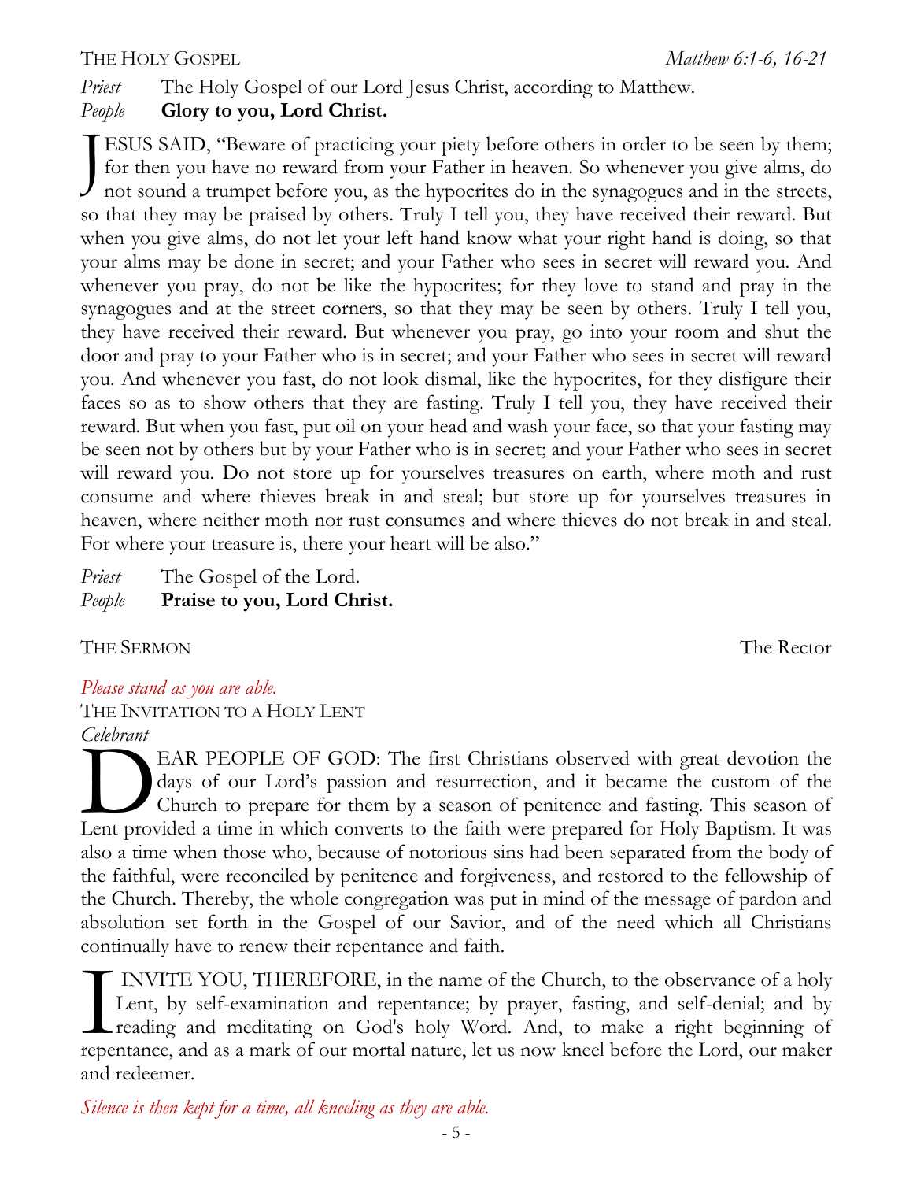THE HOLY GOSPEL *Matthew 6:1-6, 16-21*

*Priest* The Holy Gospel of our Lord Jesus Christ, according to Matthew.
*People* **Glory to you, Lord Christ.**

JESUS SAID, "Beware of practicing your piety before others in order to be seen by them; for then you have no reward from your Father in heaven. So whenever you give alms, do not sound a trumpet before you, as the hypocrites do in the synagogues and in the streets, so that they may be praised by others. Truly I tell you, they have received their reward. But when you give alms, do not let your left hand know what your right hand is doing, so that your alms may be done in secret; and your Father who sees in secret will reward you. And whenever you pray, do not be like the hypocrites; for they love to stand and pray in the synagogues and at the street corners, so that they may be seen by others. Truly I tell you, they have received their reward. But whenever you pray, go into your room and shut the door and pray to your Father who is in secret; and your Father who sees in secret will reward you. And whenever you fast, do not look dismal, like the hypocrites, for they disfigure their faces so as to show others that they are fasting. Truly I tell you, they have received their reward. But when you fast, put oil on your head and wash your face, so that your fasting may be seen not by others but by your Father who is in secret; and your Father who sees in secret will reward you. Do not store up for yourselves treasures on earth, where moth and rust consume and where thieves break in and steal; but store up for yourselves treasures in heaven, where neither moth nor rust consumes and where thieves do not break in and steal. For where your treasure is, there your heart will be also."

*Priest* The Gospel of the Lord.
*People* **Praise to you, Lord Christ.**

THE SERMON The Rector

*Please stand as you are able.*

THE INVITATION TO A HOLY LENT

*Celebrant*

DEAR PEOPLE OF GOD: The first Christians observed with great devotion the days of our Lord's passion and resurrection, and it became the custom of the Church to prepare for them by a season of penitence and fasting. This season of Lent provided a time in which converts to the faith were prepared for Holy Baptism. It was also a time when those who, because of notorious sins had been separated from the body of the faithful, were reconciled by penitence and forgiveness, and restored to the fellowship of the Church. Thereby, the whole congregation was put in mind of the message of pardon and absolution set forth in the Gospel of our Savior, and of the need which all Christians continually have to renew their repentance and faith.

I INVITE YOU, THEREFORE, in the name of the Church, to the observance of a holy Lent, by self-examination and repentance; by prayer, fasting, and self-denial; and by reading and meditating on God's holy Word. And, to make a right beginning of repentance, and as a mark of our mortal nature, let us now kneel before the Lord, our maker and redeemer.

*Silence is then kept for a time, all kneeling as they are able.*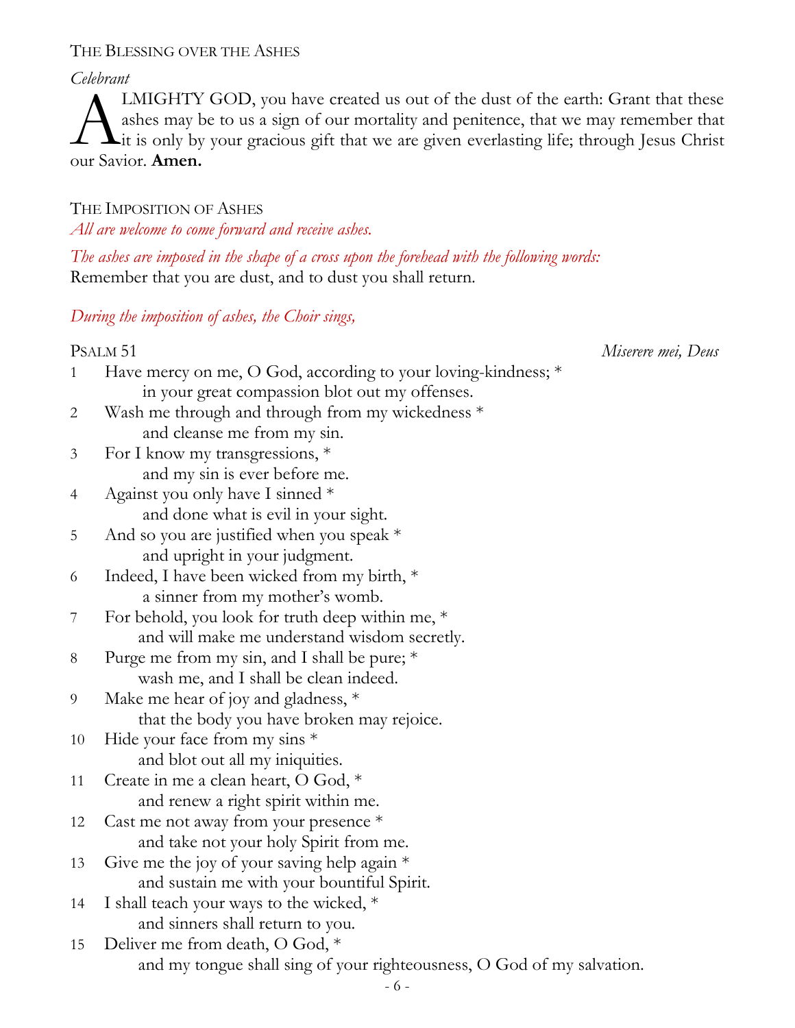THE BLESSING OVER THE ASHES

*Celebrant*

ALMIGHTY GOD, you have created us out of the dust of the earth: Grant that these ashes may be to us a sign of our mortality and penitence, that we may remember that it is only by your gracious gift that we are given everlasting life; through Jesus Christ our Savior. **Amen.**

THE IMPOSITION OF ASHES

*All are welcome to come forward and receive ashes.*

*The ashes are imposed in the shape of a cross upon the forehead with the following words:*

Remember that you are dust, and to dust you shall return.

*During the imposition of ashes, the Choir sings,*

PSALM 51 *Miserere mei, Deus*

1 Have mercy on me, O God, according to your loving-kindness; *
  in your great compassion blot out my offenses.
2 Wash me through and through from my wickedness *
  and cleanse me from my sin.
3 For I know my transgressions, *
  and my sin is ever before me.
4 Against you only have I sinned *
  and done what is evil in your sight.
5 And so you are justified when you speak *
  and upright in your judgment.
6 Indeed, I have been wicked from my birth, *
  a sinner from my mother's womb.
7 For behold, you look for truth deep within me, *
  and will make me understand wisdom secretly.
8 Purge me from my sin, and I shall be pure; *
  wash me, and I shall be clean indeed.
9 Make me hear of joy and gladness, *
  that the body you have broken may rejoice.
10 Hide your face from my sins *
  and blot out all my iniquities.
11 Create in me a clean heart, O God, *
  and renew a right spirit within me.
12 Cast me not away from your presence *
  and take not your holy Spirit from me.
13 Give me the joy of your saving help again *
  and sustain me with your bountiful Spirit.
14 I shall teach your ways to the wicked, *
  and sinners shall return to you.
15 Deliver me from death, O God, *
  and my tongue shall sing of your righteousness, O God of my salvation.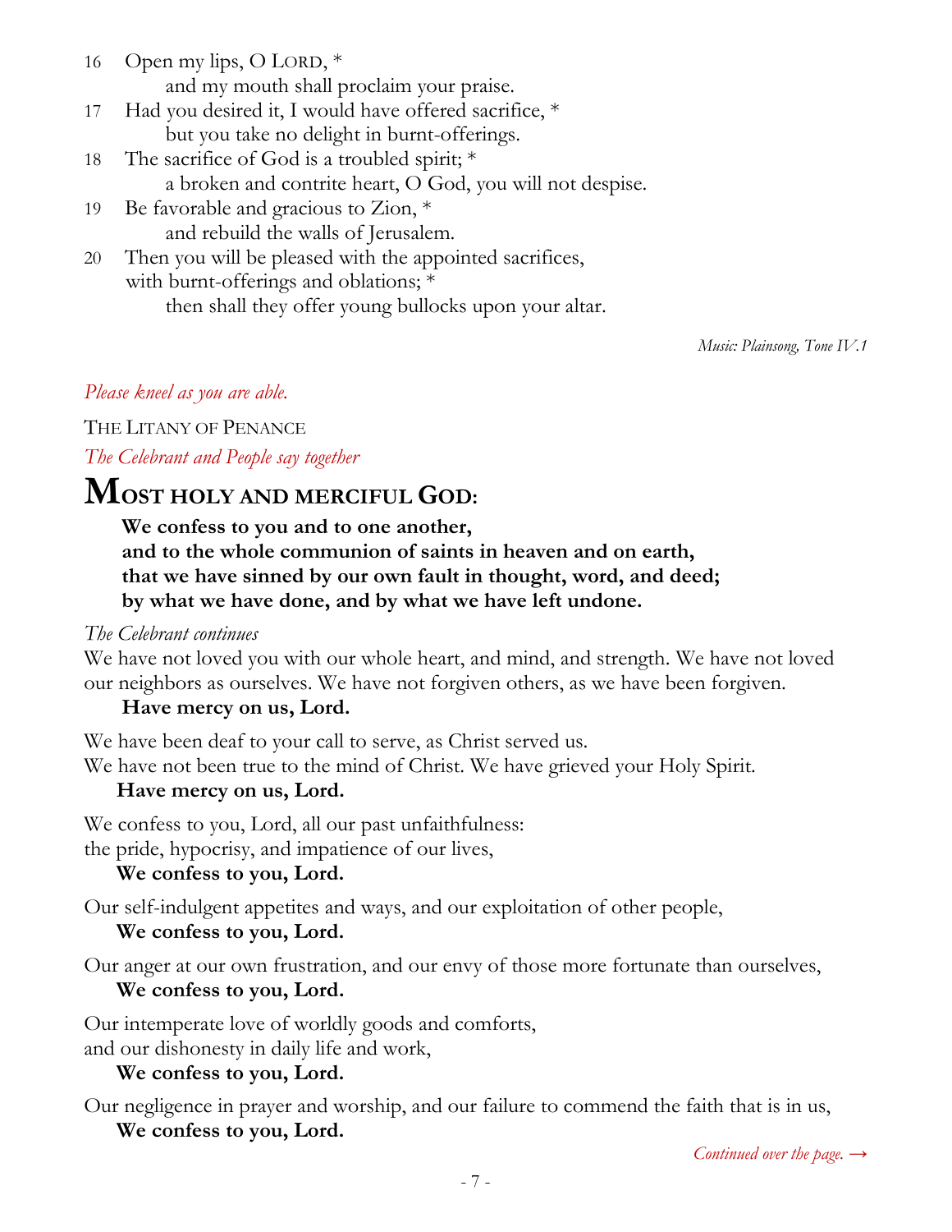16 Open my lips, O LORD, *
    and my mouth shall proclaim your praise.
17 Had you desired it, I would have offered sacrifice, *
    but you take no delight in burnt-offerings.
18 The sacrifice of God is a troubled spirit; *
    a broken and contrite heart, O God, you will not despise.
19 Be favorable and gracious to Zion, *
    and rebuild the walls of Jerusalem.
20 Then you will be pleased with the appointed sacrifices,
    with burnt-offerings and oblations; *
    then shall they offer young bullocks upon your altar.

*Music: Plainsong, Tone IV.1*

*Please kneel as you are able.*

THE LITANY OF PENANCE

*The Celebrant and People say together*

# MOST HOLY AND MERCIFUL GOD:

**We confess to you and to one another,**
**and to the whole communion of saints in heaven and on earth,**
**that we have sinned by our own fault in thought, word, and deed;**
**by what we have done, and by what we have left undone.**

*The Celebrant continues*

We have not loved you with our whole heart, and mind, and strength. We have not loved our neighbors as ourselves. We have not forgiven others, as we have been forgiven.
**Have mercy on us, Lord.**

We have been deaf to your call to serve, as Christ served us.
We have not been true to the mind of Christ. We have grieved your Holy Spirit.
**Have mercy on us, Lord.**

We confess to you, Lord, all our past unfaithfulness:
the pride, hypocrisy, and impatience of our lives,
**We confess to you, Lord.**

Our self-indulgent appetites and ways, and our exploitation of other people,
**We confess to you, Lord.**

Our anger at our own frustration, and our envy of those more fortunate than ourselves,
**We confess to you, Lord.**

Our intemperate love of worldly goods and comforts,
and our dishonesty in daily life and work,
**We confess to you, Lord.**

Our negligence in prayer and worship, and our failure to commend the faith that is in us,
**We confess to you, Lord.**

*Continued over the page. →*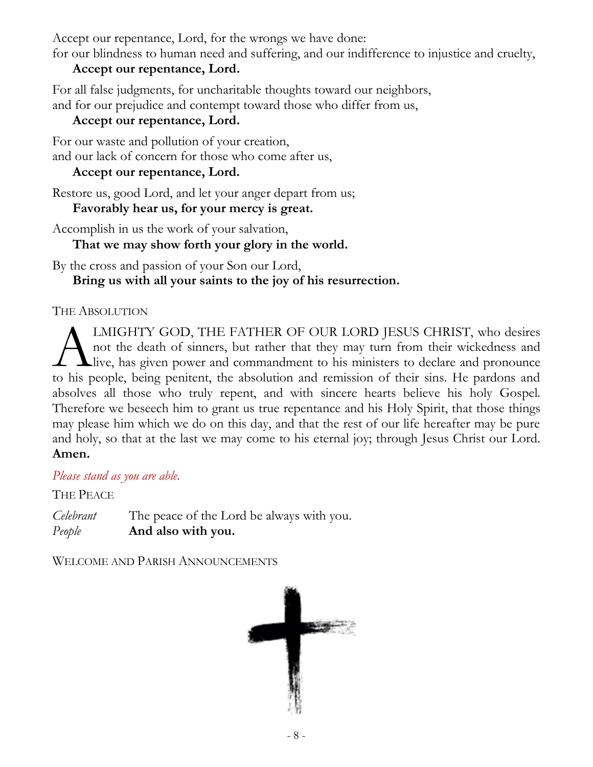Accept our repentance, Lord, for the wrongs we have done:
for our blindness to human need and suffering, and our indifference to injustice and cruelty,

**Accept our repentance, Lord.**

For all false judgments, for uncharitable thoughts toward our neighbors,
and for our prejudice and contempt toward those who differ from us,

**Accept our repentance, Lord.**

For our waste and pollution of your creation,
and our lack of concern for those who come after us,

**Accept our repentance, Lord.**

Restore us, good Lord, and let your anger depart from us;

**Favorably hear us, for your mercy is great.**

Accomplish in us the work of your salvation,

**That we may show forth your glory in the world.**

By the cross and passion of your Son our Lord,

**Bring us with all your saints to the joy of his resurrection.**

THE ABSOLUTION

ALMIGHTY GOD, THE FATHER OF OUR LORD JESUS CHRIST, who desires not the death of sinners, but rather that they may turn from their wickedness and live, has given power and commandment to his ministers to declare and pronounce to his people, being penitent, the absolution and remission of their sins. He pardons and absolves all those who truly repent, and with sincere hearts believe his holy Gospel. Therefore we beseech him to grant us true repentance and his Holy Spirit, that those things may please him which we do on this day, and that the rest of our life hereafter may be pure and holy, so that at the last we may come to his eternal joy; through Jesus Christ our Lord. **Amen.**

*Please stand as you are able.*

THE PEACE

*Celebrant* The peace of the Lord be always with you.
*People* **And also with you.**

WELCOME AND PARISH ANNOUNCEMENTS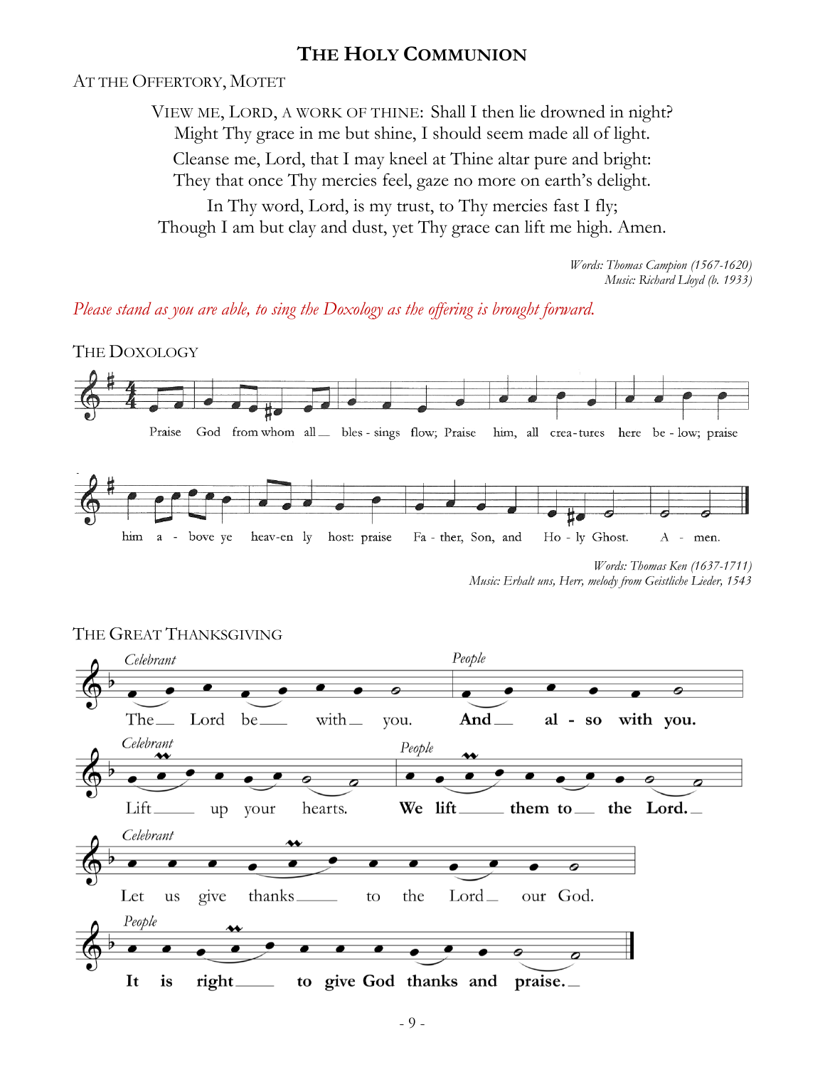# THE HOLY COMMUNION

## AT THE OFFERTORY, MOTET

VIEW ME, LORD, A WORK OF THINE: Shall I then lie drowned in night?
Might Thy grace in me but shine, I should seem made all of light.
Cleanse me, Lord, that I may kneel at Thine altar pure and bright:
They that once Thy mercies feel, gaze no more on earth's delight.
In Thy word, Lord, is my trust, to Thy mercies fast I fly;
Though I am but clay and dust, yet Thy grace can lift me high. Amen.

*Words: Thomas Campion (1567-1620)*
*Music: Richard Lloyd (b. 1933)*

*Please stand as you are able, to sing the Doxology as the offering is brought forward.*

## THE DOXOLOGY

Praise God from whom all blessings flow; Praise him, all creatures here below; praise him above ye heavenly host: praise Father, Son, and Holy Ghost. Amen.

*Words: Thomas Ken (1637-1711)*
*Music: Erhalt uns, Herr, melody from Geistliche Lieder, 1543*

## THE GREAT THANKSGIVING

*Celebrant* The Lord be with you.
*People* **And also with you.**

*Celebrant* Lift up your hearts.
*People* **We lift them to the Lord.**

*Celebrant* Let us give thanks to the Lord our God.
*People* **It is right to give God thanks and praise.**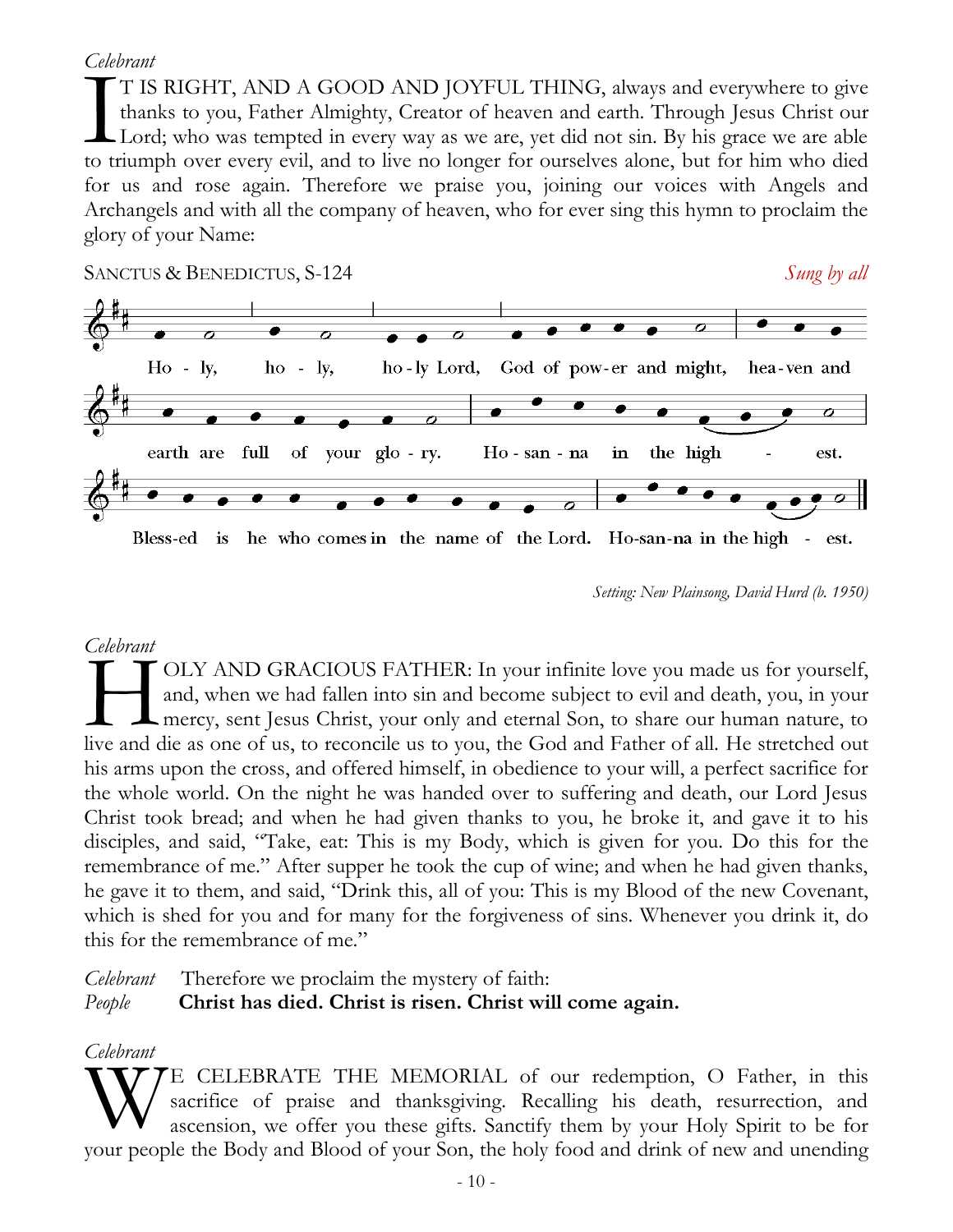*Celebrant*

IT IS RIGHT, AND A GOOD AND JOYFUL THING, always and everywhere to give thanks to you, Father Almighty, Creator of heaven and earth. Through Jesus Christ our Lord; who was tempted in every way as we are, yet did not sin. By his grace we are able to triumph over every evil, and to live no longer for ourselves alone, but for him who died for us and rose again. Therefore we praise you, joining our voices with Angels and Archangels and with all the company of heaven, who for ever sing this hymn to proclaim the glory of your Name:

SANCTUS & BENEDICTUS, S-124 *Sung by all*

Ho - ly, ho - ly, ho - ly Lord, God of pow - er and might, hea - ven and earth are full of your glo - ry. Ho - san - na in the high - est.

Bless-ed is he who comes in the name of the Lord. Ho-san-na in the high - est.

*Setting: New Plainsong, David Hurd (b. 1950)*

*Celebrant*

HOLY AND GRACIOUS FATHER: In your infinite love you made us for yourself, and, when we had fallen into sin and become subject to evil and death, you, in your mercy, sent Jesus Christ, your only and eternal Son, to share our human nature, to live and die as one of us, to reconcile us to you, the God and Father of all. He stretched out his arms upon the cross, and offered himself, in obedience to your will, a perfect sacrifice for the whole world. On the night he was handed over to suffering and death, our Lord Jesus Christ took bread; and when he had given thanks to you, he broke it, and gave it to his disciples, and said, "Take, eat: This is my Body, which is given for you. Do this for the remembrance of me." After supper he took the cup of wine; and when he had given thanks, he gave it to them, and said, "Drink this, all of you: This is my Blood of the new Covenant, which is shed for you and for many for the forgiveness of sins. Whenever you drink it, do this for the remembrance of me."

*Celebrant* Therefore we proclaim the mystery of faith:
*People* **Christ has died. Christ is risen. Christ will come again.**

*Celebrant*

WE CELEBRATE THE MEMORIAL of our redemption, O Father, in this sacrifice of praise and thanksgiving. Recalling his death, resurrection, and ascension, we offer you these gifts. Sanctify them by your Holy Spirit to be for your people the Body and Blood of your Son, the holy food and drink of new and unending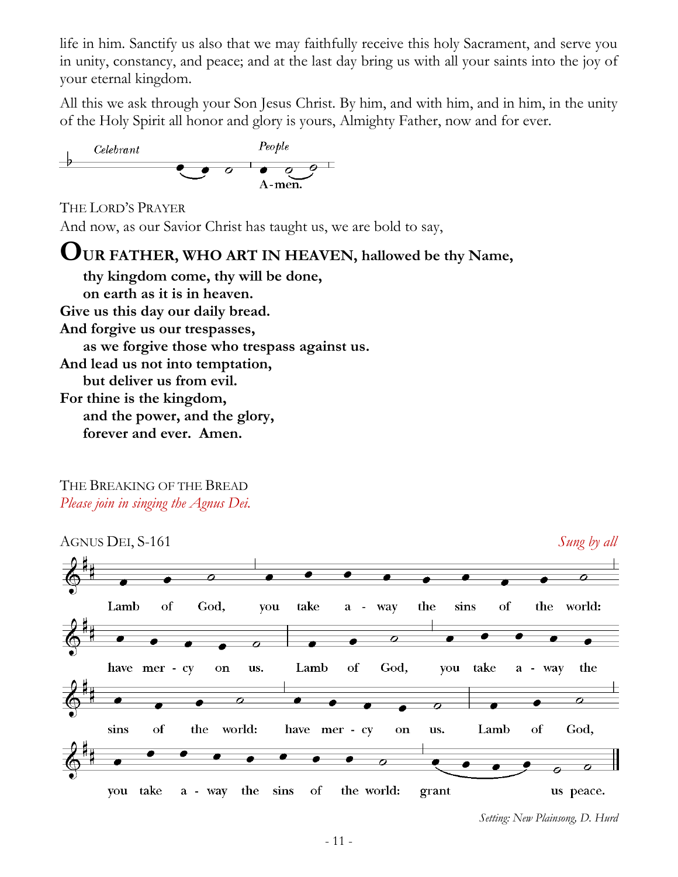life in him. Sanctify us also that we may faithfully receive this holy Sacrament, and serve you in unity, constancy, and peace; and at the last day bring us with all your saints into the joy of your eternal kingdom.

All this we ask through your Son Jesus Christ. By him, and with him, and in him, in the unity of the Holy Spirit all honor and glory is yours, Almighty Father, now and for ever.

*Celebrant* *People*

A-men.

THE LORD'S PRAYER

And now, as our Savior Christ has taught us, we are bold to say,

**OUR FATHER, WHO ART IN HEAVEN, hallowed be thy Name,**
**thy kingdom come, thy will be done,**
**on earth as it is in heaven.**
**Give us this day our daily bread.**
**And forgive us our trespasses,**
**as we forgive those who trespass against us.**
**And lead us not into temptation,**
**but deliver us from evil.**
**For thine is the kingdom,**
**and the power, and the glory,**
**forever and ever. Amen.**

THE BREAKING OF THE BREAD

*Please join in singing the Agnus Dei.*

AGNUS DEI, S-161 *Sung by all*

Lamb of God, you take a - way the sins of the world: have mer - cy on us. Lamb of God, you take a - way the sins of the world: have mer - cy on us. Lamb of God, you take a - way the sins of the world: grant us peace.

*Setting: New Plainsong, D. Hurd*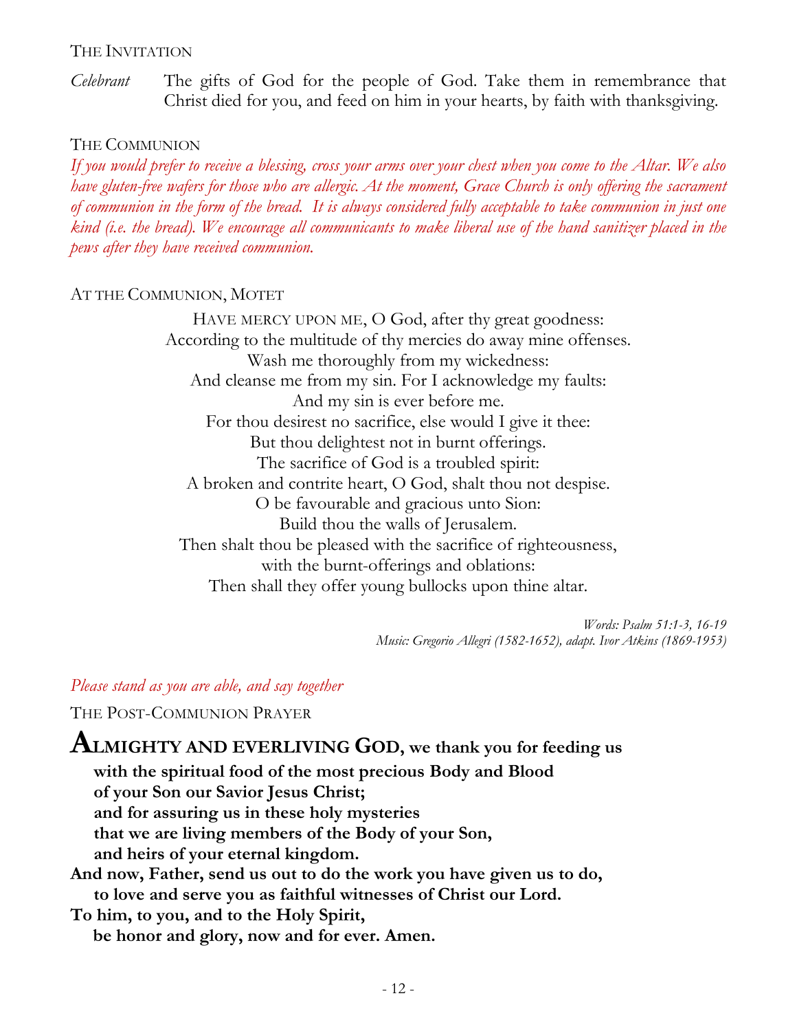THE INVITATION

*Celebrant* The gifts of God for the people of God. Take them in remembrance that Christ died for you, and feed on him in your hearts, by faith with thanksgiving.

THE COMMUNION

*If you would prefer to receive a blessing, cross your arms over your chest when you come to the Altar. We also have gluten-free wafers for those who are allergic. At the moment, Grace Church is only offering the sacrament of communion in the form of the bread. It is always considered fully acceptable to take communion in just one kind (i.e. the bread). We encourage all communicants to make liberal use of the hand sanitizer placed in the pews after they have received communion.*

AT THE COMMUNION, MOTET

HAVE MERCY UPON ME, O God, after thy great goodness:
According to the multitude of thy mercies do away mine offenses.
Wash me thoroughly from my wickedness:
And cleanse me from my sin. For I acknowledge my faults:
And my sin is ever before me.
For thou desirest no sacrifice, else would I give it thee:
But thou delightest not in burnt offerings.
The sacrifice of God is a troubled spirit:
A broken and contrite heart, O God, shalt thou not despise.
O be favourable and gracious unto Sion:
Build thou the walls of Jerusalem.
Then shalt thou be pleased with the sacrifice of righteousness,
with the burnt-offerings and oblations:
Then shall they offer young bullocks upon thine altar.

*Words: Psalm 51:1-3, 16-19*
*Music: Gregorio Allegri (1582-1652), adapt. Ivor Atkins (1869-1953)*

*Please stand as you are able, and say together*

THE POST-COMMUNION PRAYER

**ALMIGHTY AND EVERLIVING GOD, we thank you for feeding us**
**with the spiritual food of the most precious Body and Blood**
**of your Son our Savior Jesus Christ;**
**and for assuring us in these holy mysteries**
**that we are living members of the Body of your Son,**
**and heirs of your eternal kingdom.**
**And now, Father, send us out to do the work you have given us to do,**
**to love and serve you as faithful witnesses of Christ our Lord.**
**To him, to you, and to the Holy Spirit,**
**be honor and glory, now and for ever. Amen.**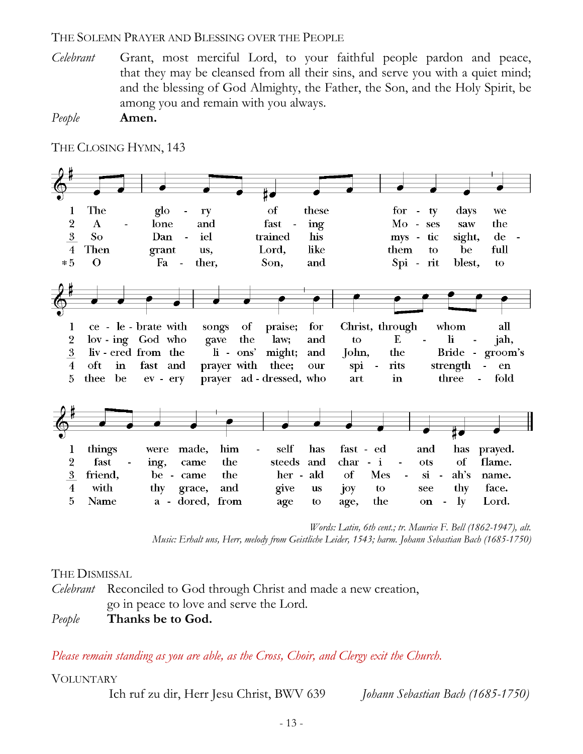THE SOLEMN PRAYER AND BLESSING OVER THE PEOPLE

*Celebrant* Grant, most merciful Lord, to your faithful people pardon and peace, that they may be cleansed from all their sins, and serve you with a quiet mind; and the blessing of God Almighty, the Father, the Son, and the Holy Spirit, be among you and remain with you always.

*People* **Amen.**

THE CLOSING HYMN, 143

1 The glory of these forty days we celebrate with songs of praise; for Christ, through whom all things were made, himself has fasted and has prayed.

2 Alone and fasting Moses saw the loving God who gave the law; and to Elijah, fasting, came the steeds and chariots of flame.

3 So Daniel trained his mystic sight, delivered from the lions' might; and John, the Bridegroom's friend, became the herald of Messiah's name.

4 Then grant us, Lord, like them to be full oft in fast and prayer with thee; our spirits strengthen with thy grace, and give us joy to see thy face.

*5 O Father, Son, and Spirit blest, to thee be every prayer addressed, who art in threefold Name adored, from age to age, the only Lord.

*Words: Latin, 6th cent.; tr. Maurice F. Bell (1862-1947), alt.*
*Music: Erhalt uns, Herr, melody from Geistliche Leider, 1543; harm. Johann Sebastian Bach (1685-1750)*

THE DISMISSAL

*Celebrant* Reconciled to God through Christ and made a new creation, go in peace to love and serve the Lord.

*People* **Thanks be to God.**

*Please remain standing as you are able, as the Cross, Choir, and Clergy exit the Church.*

VOLUNTARY

Ich ruf zu dir, Herr Jesu Christ, BWV 639 — *Johann Sebastian Bach (1685-1750)*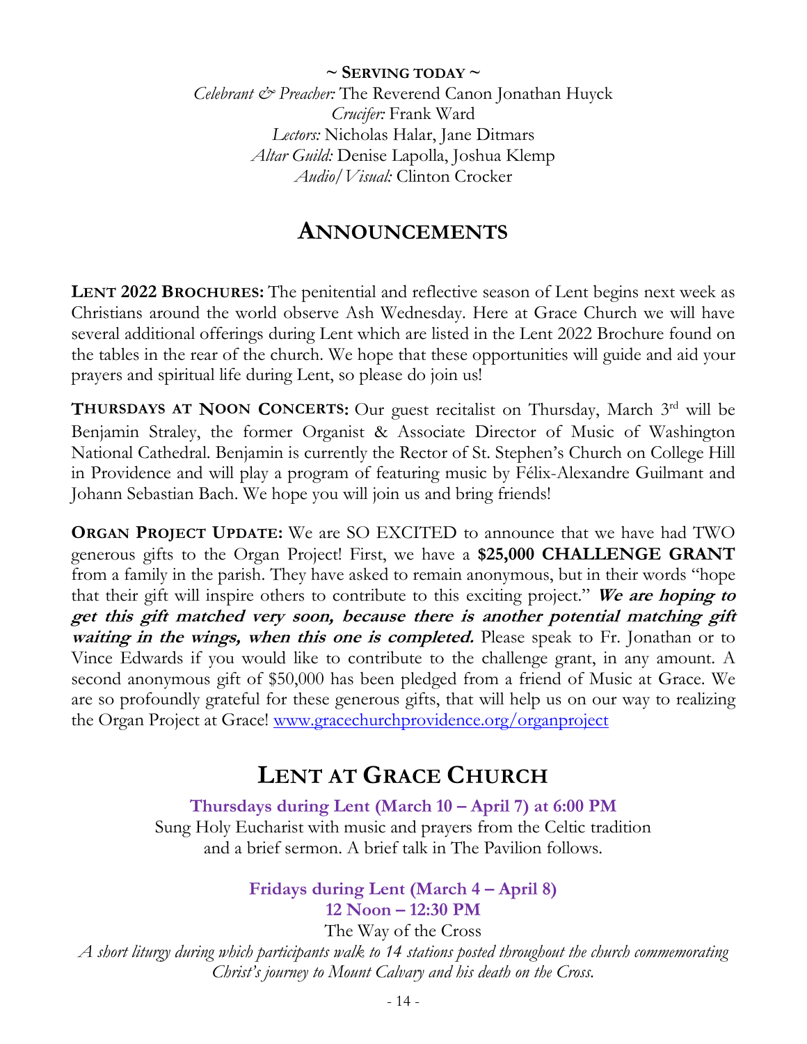**~ SERVING TODAY ~**

*Celebrant & Preacher:* The Reverend Canon Jonathan Huyck
*Crucifer:* Frank Ward
*Lectors:* Nicholas Halar, Jane Ditmars
*Altar Guild:* Denise Lapolla, Joshua Klemp
*Audio/Visual:* Clinton Crocker

# ANNOUNCEMENTS

**LENT 2022 BROCHURES:** The penitential and reflective season of Lent begins next week as Christians around the world observe Ash Wednesday. Here at Grace Church we will have several additional offerings during Lent which are listed in the Lent 2022 Brochure found on the tables in the rear of the church. We hope that these opportunities will guide and aid your prayers and spiritual life during Lent, so please do join us!

**THURSDAYS AT NOON CONCERTS:** Our guest recitalist on Thursday, March 3rd will be Benjamin Straley, the former Organist & Associate Director of Music of Washington National Cathedral. Benjamin is currently the Rector of St. Stephen's Church on College Hill in Providence and will play a program of featuring music by Félix-Alexandre Guilmant and Johann Sebastian Bach. We hope you will join us and bring friends!

**ORGAN PROJECT UPDATE:** We are SO EXCITED to announce that we have had TWO generous gifts to the Organ Project! First, we have a **$25,000 CHALLENGE GRANT** from a family in the parish. They have asked to remain anonymous, but in their words "hope that their gift will inspire others to contribute to this exciting project." ***We are hoping to get this gift matched very soon, because there is another potential matching gift waiting in the wings, when this one is completed.*** Please speak to Fr. Jonathan or to Vince Edwards if you would like to contribute to the challenge grant, in any amount. A second anonymous gift of $50,000 has been pledged from a friend of Music at Grace. We are so profoundly grateful for these generous gifts, that will help us on our way to realizing the Organ Project at Grace! www.gracechurchprovidence.org/organproject

# LENT AT GRACE CHURCH

**Thursdays during Lent (March 10 – April 7) at 6:00 PM**

Sung Holy Eucharist with music and prayers from the Celtic tradition and a brief sermon. A brief talk in The Pavilion follows.

**Fridays during Lent (March 4 – April 8)**
**12 Noon – 12:30 PM**

The Way of the Cross

*A short liturgy during which participants walk to 14 stations posted throughout the church commemorating Christ's journey to Mount Calvary and his death on the Cross.*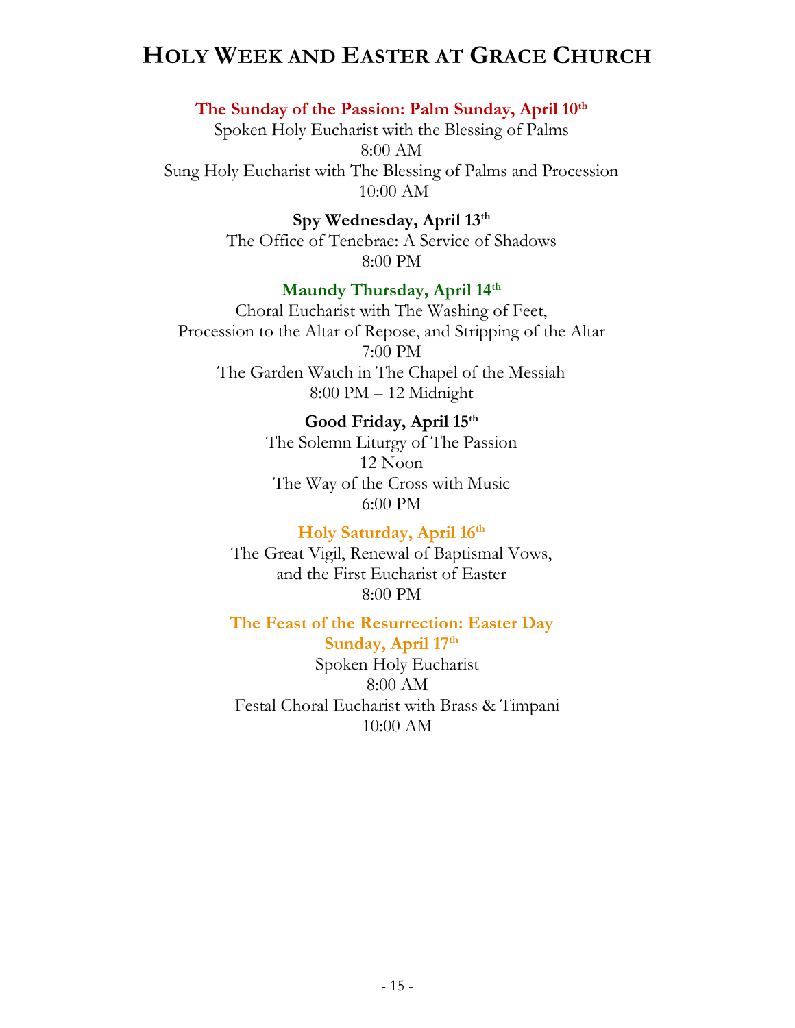# HOLY WEEK AND EASTER AT GRACE CHURCH

**The Sunday of the Passion: Palm Sunday, April 10th**

Spoken Holy Eucharist with the Blessing of Palms
8:00 AM
Sung Holy Eucharist with The Blessing of Palms and Procession
10:00 AM

**Spy Wednesday, April 13th**

The Office of Tenebrae: A Service of Shadows
8:00 PM

**Maundy Thursday, April 14th**

Choral Eucharist with The Washing of Feet,
Procession to the Altar of Repose, and Stripping of the Altar
7:00 PM
The Garden Watch in The Chapel of the Messiah
8:00 PM – 12 Midnight

**Good Friday, April 15th**

The Solemn Liturgy of The Passion
12 Noon
The Way of the Cross with Music
6:00 PM

**Holy Saturday, April 16th**

The Great Vigil, Renewal of Baptismal Vows,
and the First Eucharist of Easter
8:00 PM

**The Feast of the Resurrection: Easter Day**
**Sunday, April 17th**

Spoken Holy Eucharist
8:00 AM
Festal Choral Eucharist with Brass & Timpani
10:00 AM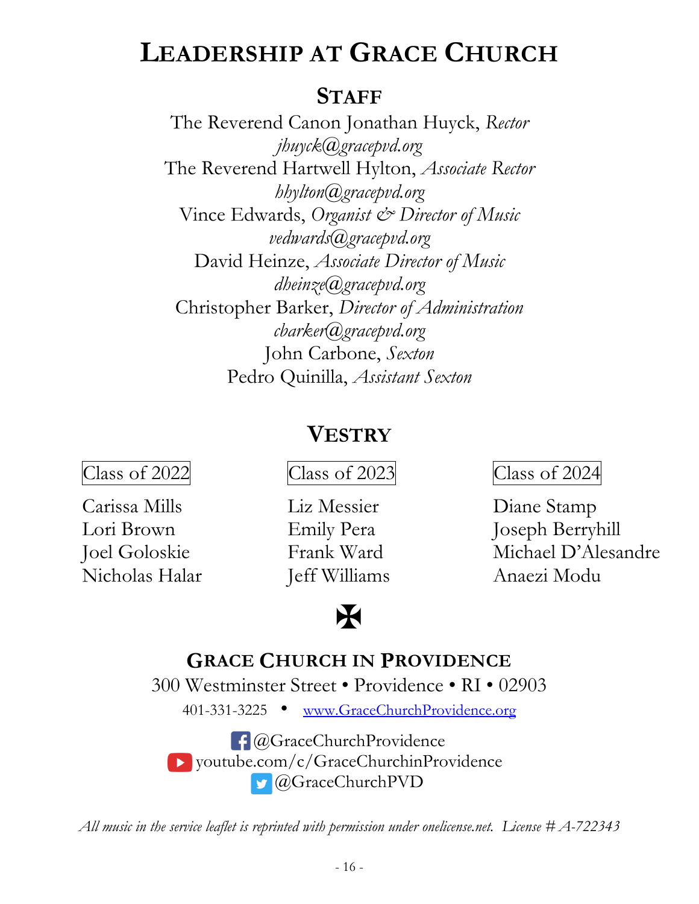# Leadership at Grace Church

## Staff

The Reverend Canon Jonathan Huyck, *Rector*
*jhuyck@gracepvd.org*
The Reverend Hartwell Hylton, *Associate Rector*
*hhylton@gracepvd.org*
Vince Edwards, *Organist & Director of Music*
*vedwards@gracepvd.org*
David Heinze, *Associate Director of Music*
*dheinze@gracepvd.org*
Christopher Barker, *Director of Administration*
*cbarker@gracepvd.org*
John Carbone, *Sexton*
Pedro Quinilla, *Assistant Sexton*

## Vestry

| Class of 2022 | Class of 2023 | Class of 2024 |
| --- | --- | --- |
| Carissa Mills | Liz Messier | Diane Stamp |
| Lori Brown | Emily Pera | Joseph Berryhill |
| Joel Goloskie | Frank Ward | Michael D'Alesandre |
| Nicholas Halar | Jeff Williams | Anaezi Modu |

✠

**Grace Church in Providence**
300 Westminster Street • Providence • RI • 02903
401-331-3225 • www.GraceChurchProvidence.org

@GraceChurchProvidence
youtube.com/c/GraceChurchinProvidence
@GraceChurchPVD

*All music in the service leaflet is reprinted with permission under onelicense.net. License # A-722343*